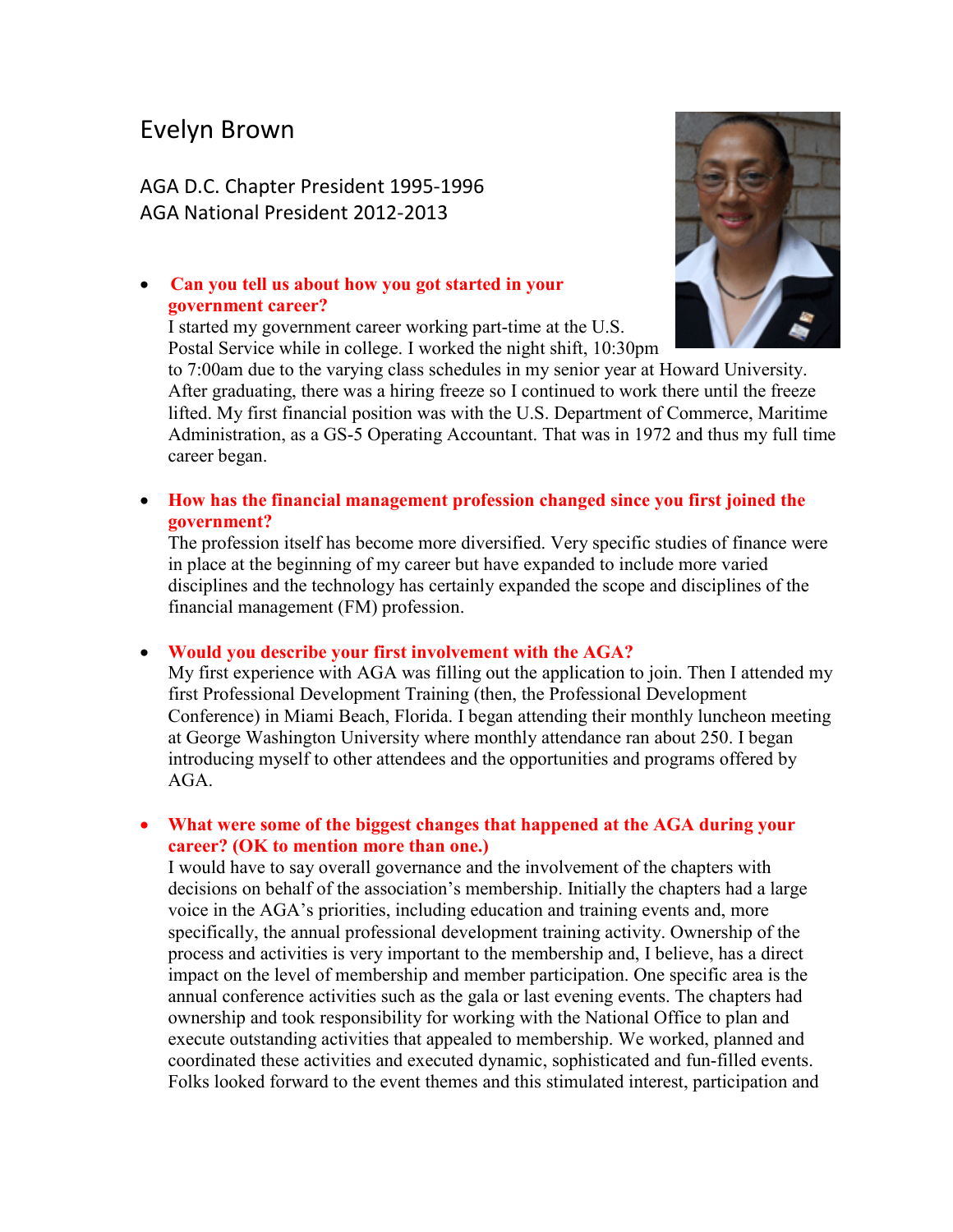# Evelyn Brown

AGA D.C. Chapter President 1995-1996
AGA National President 2012-2013

- **Can you tell us about how you got started in your government career?**
  I started my government career working part-time at the U.S. Postal Service while in college. I worked the night shift, 10:30pm to 7:00am due to the varying class schedules in my senior year at Howard University. After graduating, there was a hiring freeze so I continued to work there until the freeze lifted. My first financial position was with the U.S. Department of Commerce, Maritime Administration, as a GS-5 Operating Accountant. That was in 1972 and thus my full time career began.

- **How has the financial management profession changed since you first joined the government?**
  The profession itself has become more diversified. Very specific studies of finance were in place at the beginning of my career but have expanded to include more varied disciplines and the technology has certainly expanded the scope and disciplines of the financial management (FM) profession.

- **Would you describe your first involvement with the AGA?**
  My first experience with AGA was filling out the application to join. Then I attended my first Professional Development Training (then, the Professional Development Conference) in Miami Beach, Florida. I began attending their monthly luncheon meeting at George Washington University where monthly attendance ran about 250. I began introducing myself to other attendees and the opportunities and programs offered by AGA.

- **What were some of the biggest changes that happened at the AGA during your career? (OK to mention more than one.)**
  I would have to say overall governance and the involvement of the chapters with decisions on behalf of the association's membership. Initially the chapters had a large voice in the AGA's priorities, including education and training events and, more specifically, the annual professional development training activity. Ownership of the process and activities is very important to the membership and, I believe, has a direct impact on the level of membership and member participation. One specific area is the annual conference activities such as the gala or last evening events. The chapters had ownership and took responsibility for working with the National Office to plan and execute outstanding activities that appealed to membership. We worked, planned and coordinated these activities and executed dynamic, sophisticated and fun-filled events. Folks looked forward to the event themes and this stimulated interest, participation and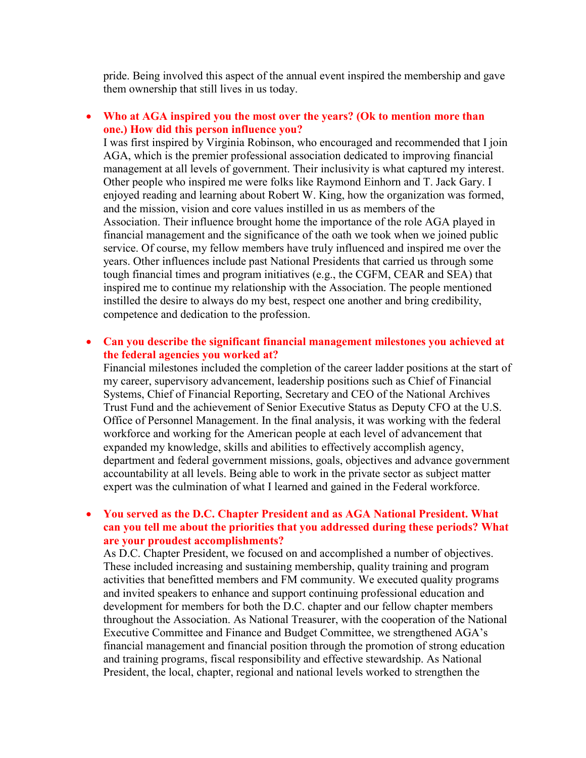pride. Being involved this aspect of the annual event inspired the membership and gave them ownership that still lives in us today.

- **Who at AGA inspired you the most over the years? (Ok to mention more than one.) How did this person influence you?**
  I was first inspired by Virginia Robinson, who encouraged and recommended that I join AGA, which is the premier professional association dedicated to improving financial management at all levels of government. Their inclusivity is what captured my interest. Other people who inspired me were folks like Raymond Einhorn and T. Jack Gary. I enjoyed reading and learning about Robert W. King, how the organization was formed, and the mission, vision and core values instilled in us as members of the Association. Their influence brought home the importance of the role AGA played in financial management and the significance of the oath we took when we joined public service. Of course, my fellow members have truly influenced and inspired me over the years. Other influences include past National Presidents that carried us through some tough financial times and program initiatives (e.g., the CGFM, CEAR and SEA) that inspired me to continue my relationship with the Association. The people mentioned instilled the desire to always do my best, respect one another and bring credibility, competence and dedication to the profession.

- **Can you describe the significant financial management milestones you achieved at the federal agencies you worked at?**
  Financial milestones included the completion of the career ladder positions at the start of my career, supervisory advancement, leadership positions such as Chief of Financial Systems, Chief of Financial Reporting, Secretary and CEO of the National Archives Trust Fund and the achievement of Senior Executive Status as Deputy CFO at the U.S. Office of Personnel Management. In the final analysis, it was working with the federal workforce and working for the American people at each level of advancement that expanded my knowledge, skills and abilities to effectively accomplish agency, department and federal government missions, goals, objectives and advance government accountability at all levels. Being able to work in the private sector as subject matter expert was the culmination of what I learned and gained in the Federal workforce.

- **You served as the D.C. Chapter President and as AGA National President. What can you tell me about the priorities that you addressed during these periods? What are your proudest accomplishments?**
  As D.C. Chapter President, we focused on and accomplished a number of objectives. These included increasing and sustaining membership, quality training and program activities that benefitted members and FM community. We executed quality programs and invited speakers to enhance and support continuing professional education and development for members for both the D.C. chapter and our fellow chapter members throughout the Association. As National Treasurer, with the cooperation of the National Executive Committee and Finance and Budget Committee, we strengthened AGA's financial management and financial position through the promotion of strong education and training programs, fiscal responsibility and effective stewardship. As National President, the local, chapter, regional and national levels worked to strengthen the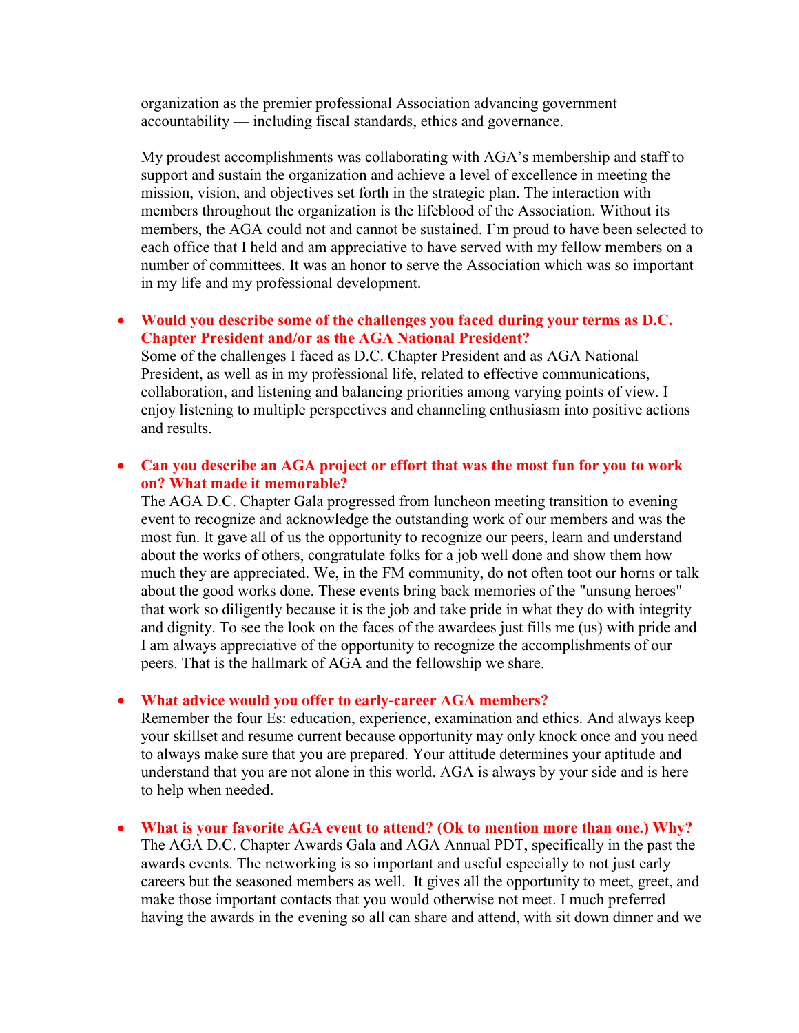organization as the premier professional Association advancing government accountability — including fiscal standards, ethics and governance.

My proudest accomplishments was collaborating with AGA's membership and staff to support and sustain the organization and achieve a level of excellence in meeting the mission, vision, and objectives set forth in the strategic plan. The interaction with members throughout the organization is the lifeblood of the Association. Without its members, the AGA could not and cannot be sustained. I'm proud to have been selected to each office that I held and am appreciative to have served with my fellow members on a number of committees. It was an honor to serve the Association which was so important in my life and my professional development.

- **Would you describe some of the challenges you faced during your terms as D.C. Chapter President and/or as the AGA National President?**
  Some of the challenges I faced as D.C. Chapter President and as AGA National President, as well as in my professional life, related to effective communications, collaboration, and listening and balancing priorities among varying points of view. I enjoy listening to multiple perspectives and channeling enthusiasm into positive actions and results.

- **Can you describe an AGA project or effort that was the most fun for you to work on? What made it memorable?**
  The AGA D.C. Chapter Gala progressed from luncheon meeting transition to evening event to recognize and acknowledge the outstanding work of our members and was the most fun. It gave all of us the opportunity to recognize our peers, learn and understand about the works of others, congratulate folks for a job well done and show them how much they are appreciated. We, in the FM community, do not often toot our horns or talk about the good works done. These events bring back memories of the "unsung heroes" that work so diligently because it is the job and take pride in what they do with integrity and dignity. To see the look on the faces of the awardees just fills me (us) with pride and I am always appreciative of the opportunity to recognize the accomplishments of our peers. That is the hallmark of AGA and the fellowship we share.

- **What advice would you offer to early-career AGA members?**
  Remember the four Es: education, experience, examination and ethics. And always keep your skillset and resume current because opportunity may only knock once and you need to always make sure that you are prepared. Your attitude determines your aptitude and understand that you are not alone in this world. AGA is always by your side and is here to help when needed.

- **What is your favorite AGA event to attend? (Ok to mention more than one.) Why?**
  The AGA D.C. Chapter Awards Gala and AGA Annual PDT, specifically in the past the awards events. The networking is so important and useful especially to not just early careers but the seasoned members as well. It gives all the opportunity to meet, greet, and make those important contacts that you would otherwise not meet. I much preferred having the awards in the evening so all can share and attend, with sit down dinner and we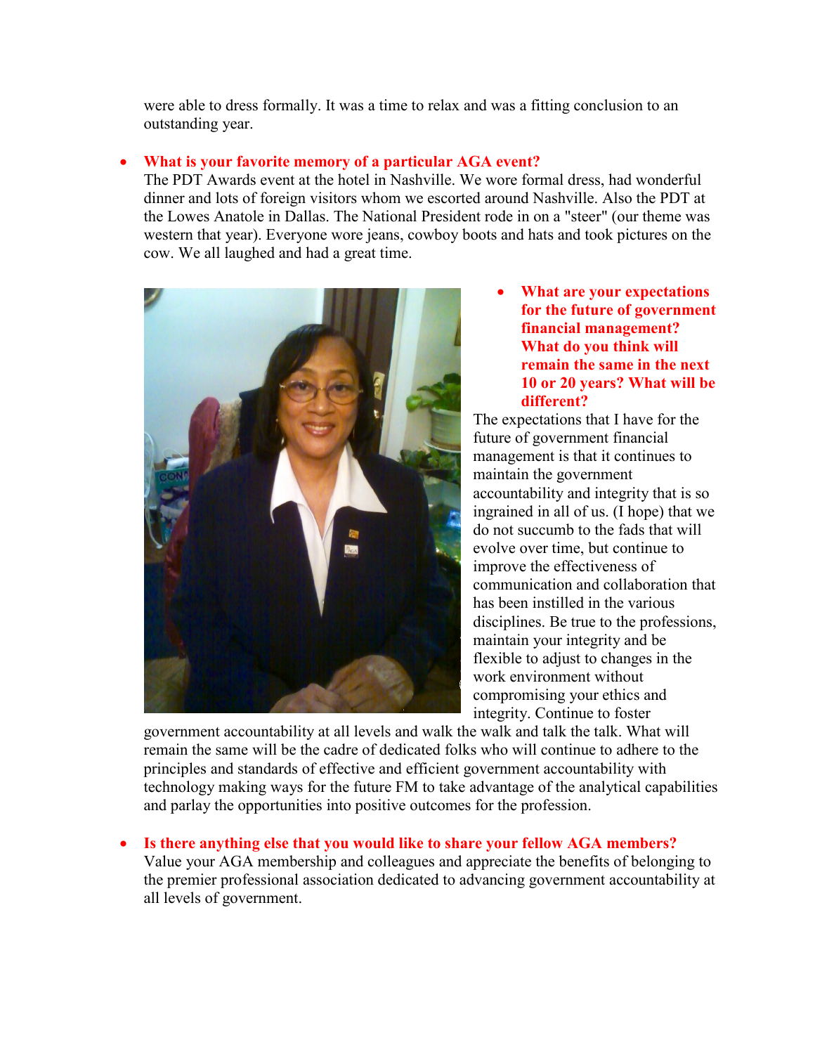were able to dress formally. It was a time to relax and was a fitting conclusion to an outstanding year.

- **What is your favorite memory of a particular AGA event?**
  The PDT Awards event at the hotel in Nashville. We wore formal dress, had wonderful dinner and lots of foreign visitors whom we escorted around Nashville. Also the PDT at the Lowes Anatole in Dallas. The National President rode in on a "steer" (our theme was western that year). Everyone wore jeans, cowboy boots and hats and took pictures on the cow. We all laughed and had a great time.

- **What are your expectations for the future of government financial management? What do you think will remain the same in the next 10 or 20 years? What will be different?**
  The expectations that I have for the future of government financial management is that it continues to maintain the government accountability and integrity that is so ingrained in all of us. (I hope) that we do not succumb to the fads that will evolve over time, but continue to improve the effectiveness of communication and collaboration that has been instilled in the various disciplines. Be true to the professions, maintain your integrity and be flexible to adjust to changes in the work environment without compromising your ethics and integrity. Continue to foster government accountability at all levels and walk the walk and talk the talk. What will remain the same will be the cadre of dedicated folks who will continue to adhere to the principles and standards of effective and efficient government accountability with technology making ways for the future FM to take advantage of the analytical capabilities and parlay the opportunities into positive outcomes for the profession.

- **Is there anything else that you would like to share your fellow AGA members?**
  Value your AGA membership and colleagues and appreciate the benefits of belonging to the premier professional association dedicated to advancing government accountability at all levels of government.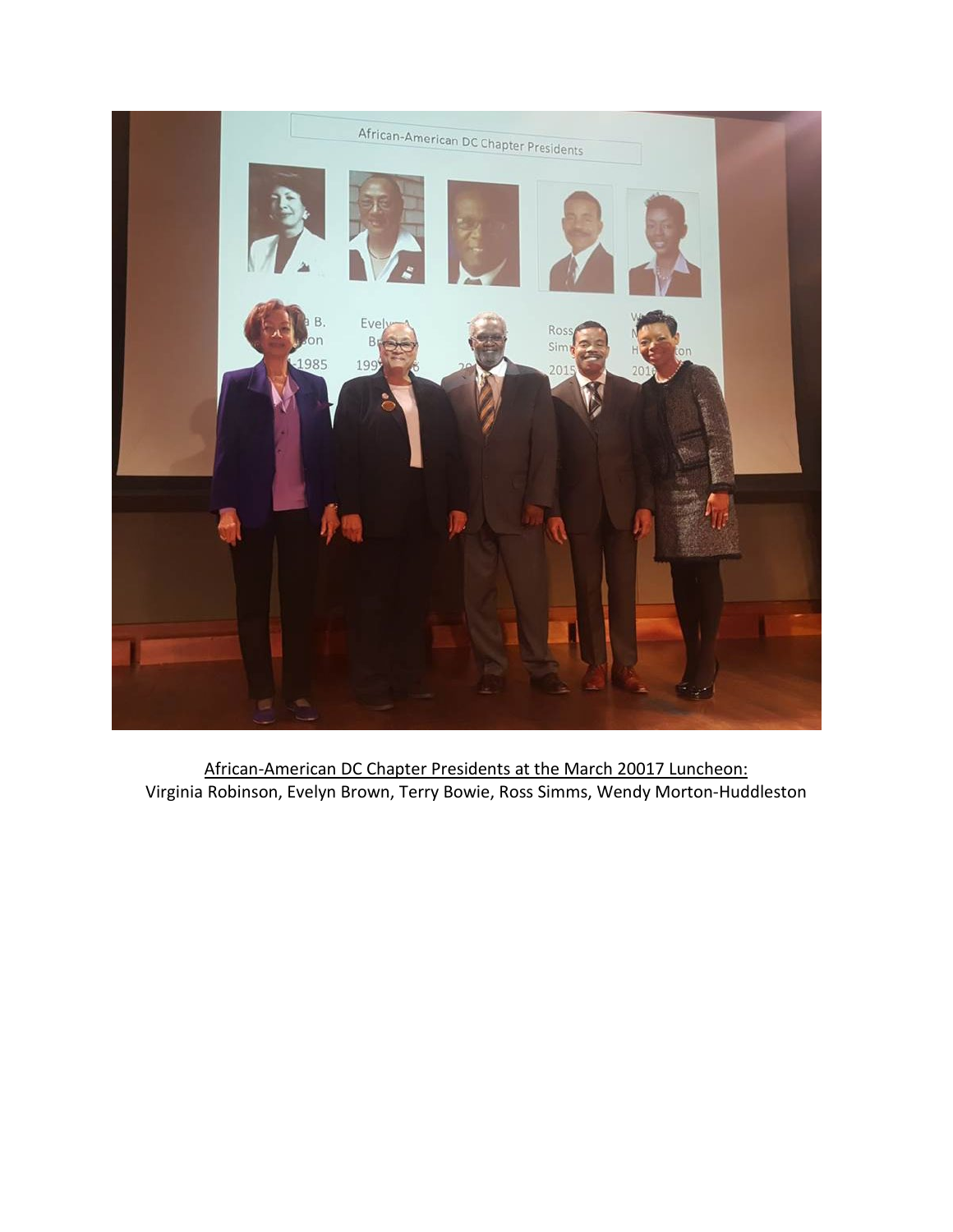African-American DC Chapter Presidents at the March 20017 Luncheon:
Virginia Robinson, Evelyn Brown, Terry Bowie, Ross Simms, Wendy Morton-Huddleston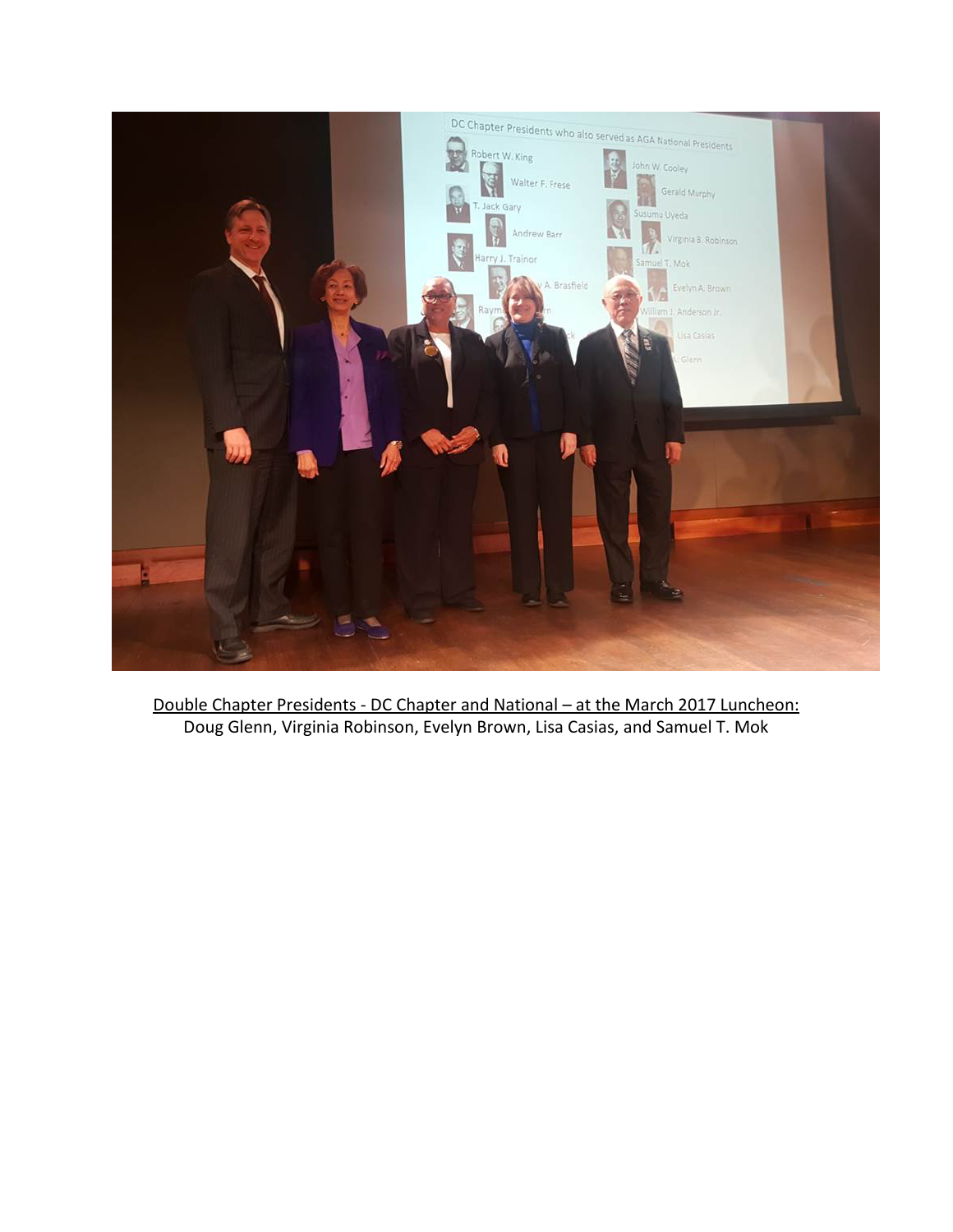Double Chapter Presidents - DC Chapter and National – at the March 2017 Luncheon:
Doug Glenn, Virginia Robinson, Evelyn Brown, Lisa Casias, and Samuel T. Mok